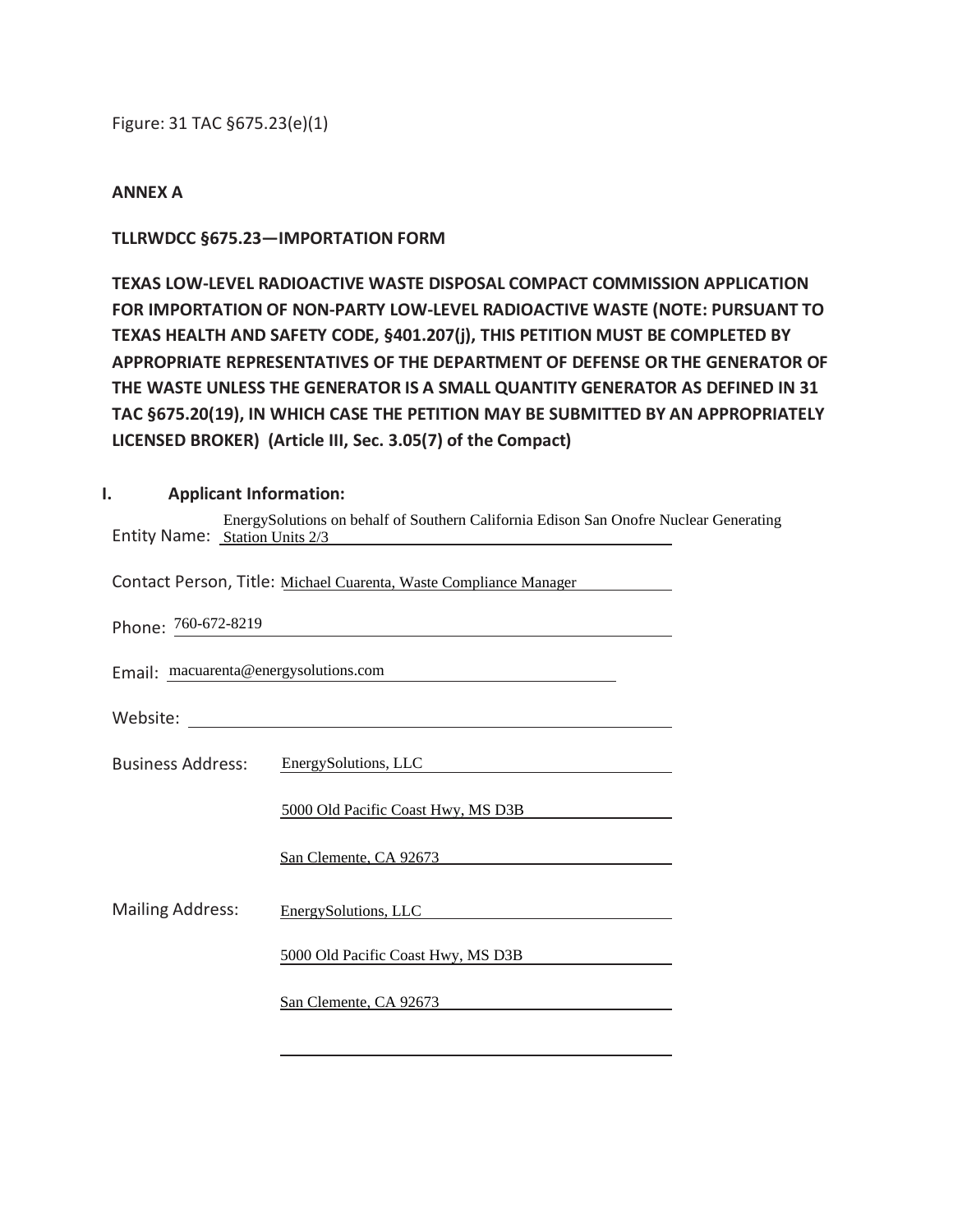Figure: 31 TAC §675.23(e)(1)

**ANNEX A**

**TLLRWDCC §675.23—IMPORTATION FORM**

**TEXAS LOW-LEVEL RADIOACTIVE WASTE DISPOSAL COMPACT COMMISSION APPLICATION FOR IMPORTATION OF NON-PARTY LOW-LEVEL RADIOACTIVE WASTE (NOTE: PURSUANT TO TEXAS HEALTH AND SAFETY CODE, §401.207(j), THIS PETITION MUST BE COMPLETED BY APPROPRIATE REPRESENTATIVES OF THE DEPARTMENT OF DEFENSE OR THE GENERATOR OF THE WASTE UNLESS THE GENERATOR IS A SMALL QUANTITY GENERATOR AS DEFINED IN 31 TAC §675.20(19), IN WHICH CASE THE PETITION MAY BE SUBMITTED BY AN APPROPRIATELY LICENSED BROKER) (Article III, Sec. 3.05(7) of the Compact)**

## I. Applicant Information:

Entity Name: EnergySolutions on behalf of Southern California Edison San Onofre Nuclear Generating Station Units 2/3

Contact Person, Title: Michael Cuarenta, Waste Compliance Manager

Phone: 760-672-8219

Email: macuarenta@energysolutions.com

Website:

Business Address: EnergySolutions, LLC
5000 Old Pacific Coast Hwy, MS D3B
San Clemente, CA 92673

Mailing Address: EnergySolutions, LLC
5000 Old Pacific Coast Hwy, MS D3B
San Clemente, CA 92673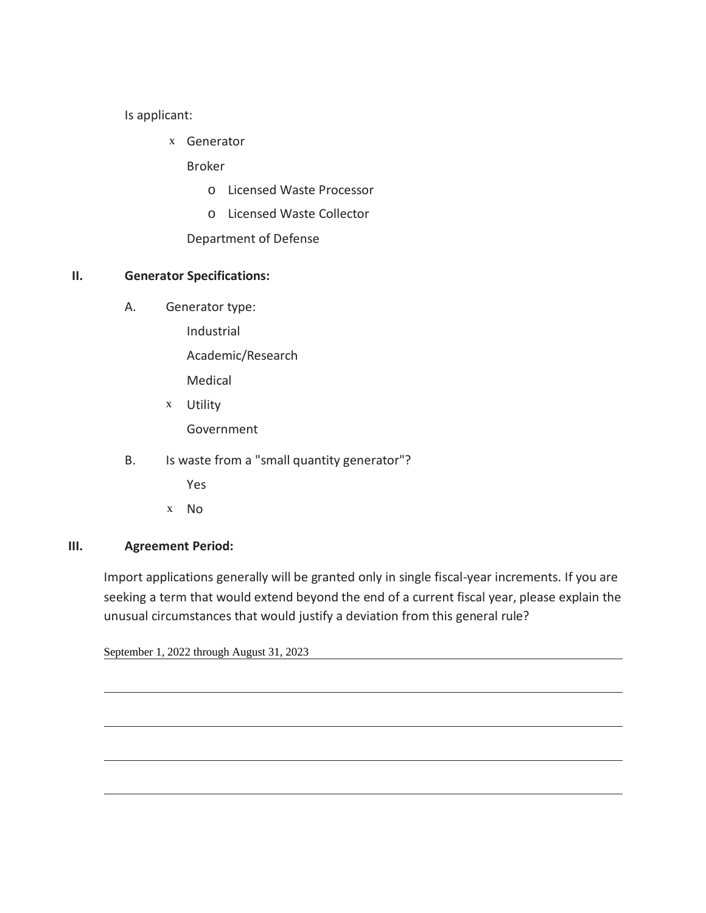Is applicant:

- x Generator
- Broker
  - o Licensed Waste Processor
  - o Licensed Waste Collector
- Department of Defense

**II. Generator Specifications:**

A. Generator type:

- Industrial
- Academic/Research
- Medical
- x Utility
- Government

B. Is waste from a "small quantity generator"?

- Yes
- x No

**III. Agreement Period:**

Import applications generally will be granted only in single fiscal-year increments. If you are seeking a term that would extend beyond the end of a current fiscal year, please explain the unusual circumstances that would justify a deviation from this general rule?

September 1, 2022 through August 31, 2023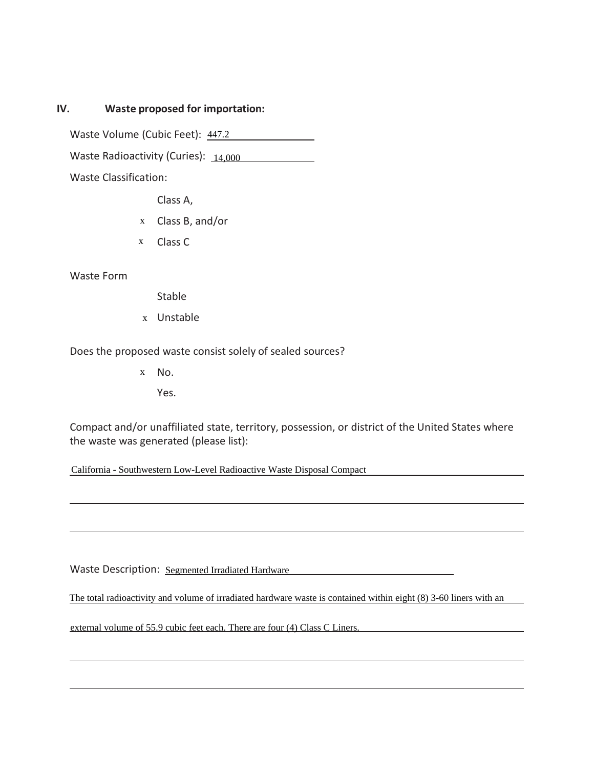## IV. Waste proposed for importation:

Waste Volume (Cubic Feet): 447.2

Waste Radioactivity (Curies): 14,000

Waste Classification:

- Class A,
- x Class B, and/or
- x Class C

Waste Form

- Stable
- x Unstable

Does the proposed waste consist solely of sealed sources?

- x No.
- Yes.

Compact and/or unaffiliated state, territory, possession, or district of the United States where the waste was generated (please list):

California - Southwestern Low-Level Radioactive Waste Disposal Compact

Waste Description: Segmented Irradiated Hardware

The total radioactivity and volume of irradiated hardware waste is contained within eight (8) 3-60 liners with an external volume of 55.9 cubic feet each. There are four (4) Class C Liners.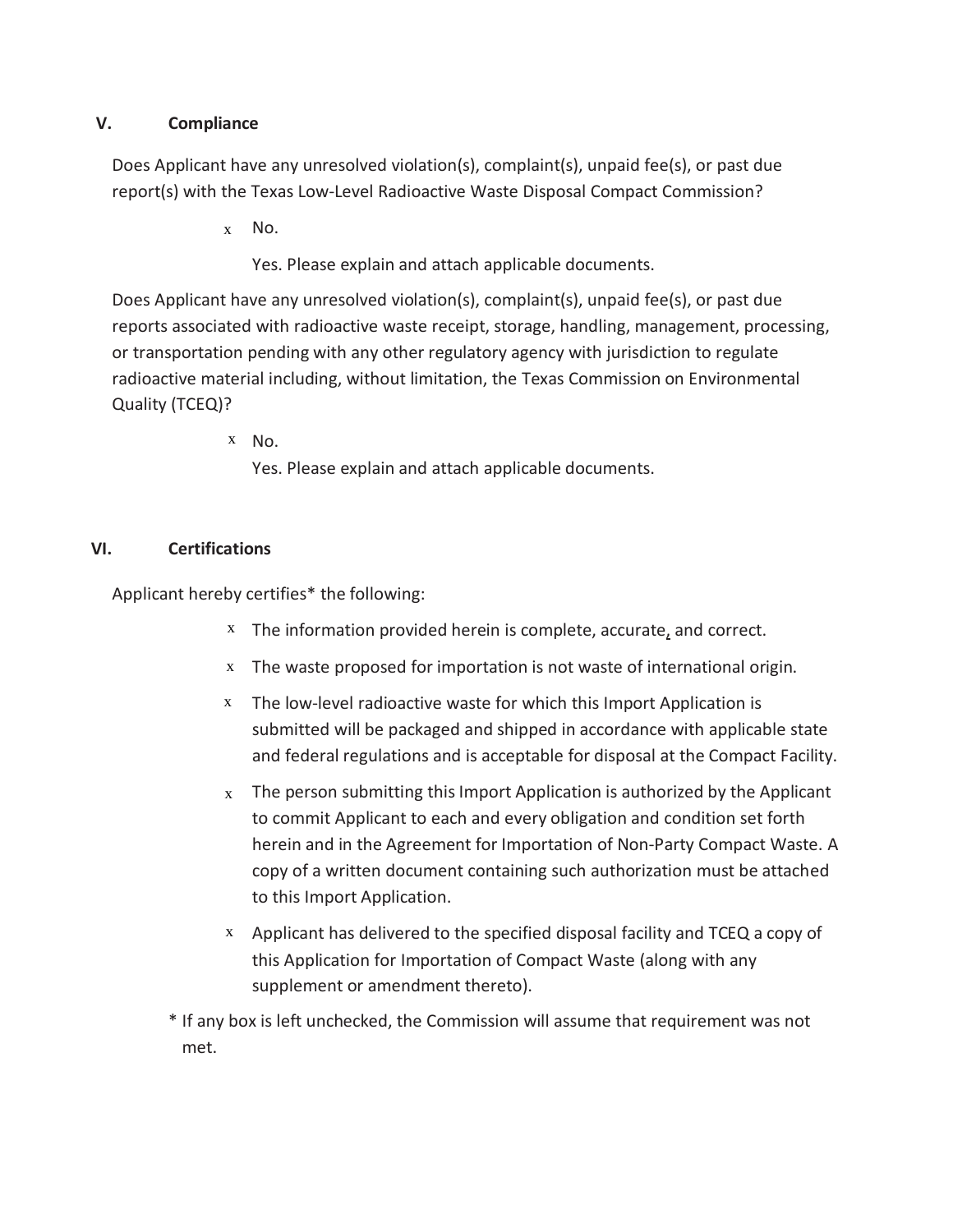## V. Compliance

Does Applicant have any unresolved violation(s), complaint(s), unpaid fee(s), or past due report(s) with the Texas Low-Level Radioactive Waste Disposal Compact Commission?

- x No.
- Yes. Please explain and attach applicable documents.

Does Applicant have any unresolved violation(s), complaint(s), unpaid fee(s), or past due reports associated with radioactive waste receipt, storage, handling, management, processing, or transportation pending with any other regulatory agency with jurisdiction to regulate radioactive material including, without limitation, the Texas Commission on Environmental Quality (TCEQ)?

- x No.
- Yes. Please explain and attach applicable documents.

## VI. Certifications

Applicant hereby certifies* the following:

- x The information provided herein is complete, accurate, and correct.
- x The waste proposed for importation is not waste of international origin.
- x The low-level radioactive waste for which this Import Application is submitted will be packaged and shipped in accordance with applicable state and federal regulations and is acceptable for disposal at the Compact Facility.
- x The person submitting this Import Application is authorized by the Applicant to commit Applicant to each and every obligation and condition set forth herein and in the Agreement for Importation of Non-Party Compact Waste. A copy of a written document containing such authorization must be attached to this Import Application.
- x Applicant has delivered to the specified disposal facility and TCEQ a copy of this Application for Importation of Compact Waste (along with any supplement or amendment thereto).

* If any box is left unchecked, the Commission will assume that requirement was not met.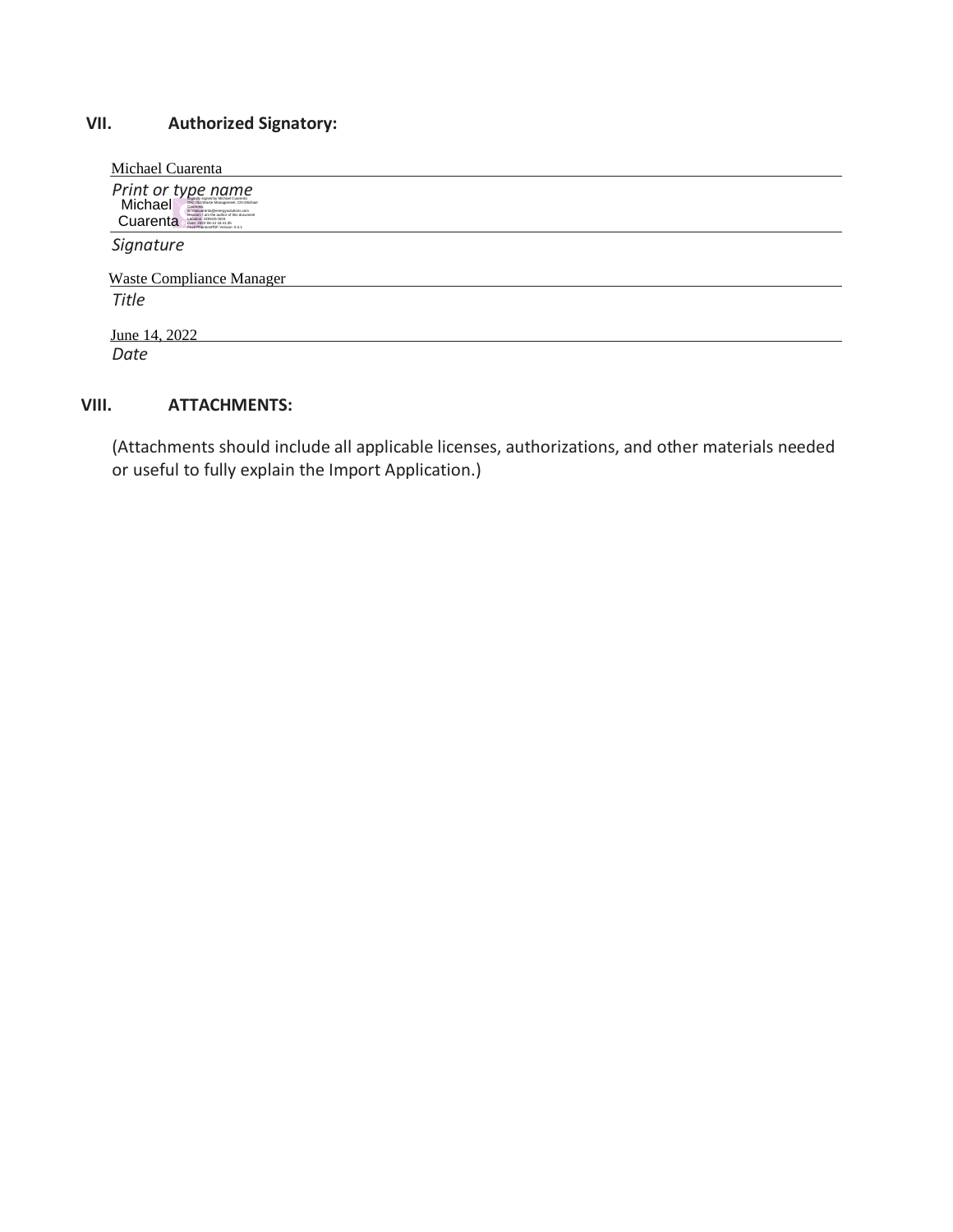## VII. Authorized Signatory:

Michael Cuarenta

*Print or type name*

Michael Cuarenta

Digitally signed by Michael Cuarenta
DN: O=Waste Management, CN=Michael Cuarenta
E=mcuarenta@energysolutions.com
Reason: I am the author of this document
Location: SOFO/2-4674
Date: 2022-06-14 16:11:35
Foxit PhantomPDF Version: 9.4.1

*Signature*

Waste Compliance Manager

*Title*

June 14, 2022

*Date*

## VIII. ATTACHMENTS:

(Attachments should include all applicable licenses, authorizations, and other materials needed or useful to fully explain the Import Application.)